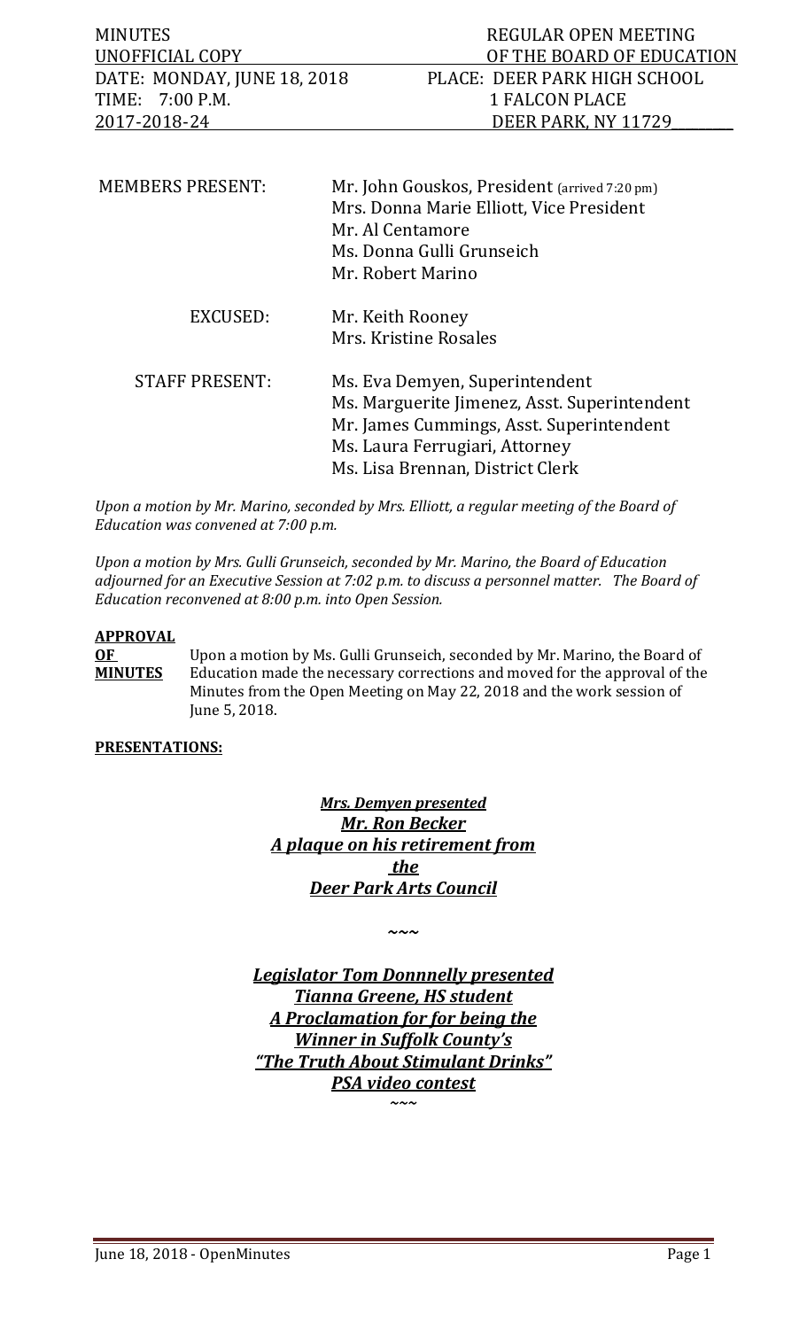MINUTES REGULAR OPEN MEETING
UNOFFICIAL COPY OF THE BOARD OF EDUCATION
DATE: MONDAY, JUNE 18, 2018 PLACE: DEER PARK HIGH SCHOOL
TIME: 7:00 P.M. 1 FALCON PLACE
2017-2018-24 DEER PARK, NY 11729

| | |
|---|---|
| MEMBERS PRESENT: | Mr. John Gouskos, President (arrived 7:20 pm)<br>Mrs. Donna Marie Elliott, Vice President<br>Mr. Al Centamore<br>Ms. Donna Gulli Grunseich<br>Mr. Robert Marino |
| EXCUSED: | Mr. Keith Rooney<br>Mrs. Kristine Rosales |
| STAFF PRESENT: | Ms. Eva Demyen, Superintendent<br>Ms. Marguerite Jimenez, Asst. Superintendent<br>Mr. James Cummings, Asst. Superintendent<br>Ms. Laura Ferrugiari, Attorney<br>Ms. Lisa Brennan, District Clerk |

*Upon a motion by Mr. Marino, seconded by Mrs. Elliott, a regular meeting of the Board of Education was convened at 7:00 p.m.*

*Upon a motion by Mrs. Gulli Grunseich, seconded by Mr. Marino, the Board of Education adjourned for an Executive Session at 7:02 p.m. to discuss a personnel matter. The Board of Education reconvened at 8:00 p.m. into Open Session.*

**APPROVAL OF MINUTES** Upon a motion by Ms. Gulli Grunseich, seconded by Mr. Marino, the Board of Education made the necessary corrections and moved for the approval of the Minutes from the Open Meeting on May 22, 2018 and the work session of June 5, 2018.

**PRESENTATIONS:**

***Mrs. Demyen presented***
***Mr. Ron Becker***
***A plaque on his retirement from the***
***Deer Park Arts Council***

~~~

***Legislator Tom Donnnelly presented***
***Tianna Greene, HS student***
***A Proclamation for for being the***
***Winner in Suffolk County's***
***"The Truth About Stimulant Drinks"***
***PSA video contest***

~~~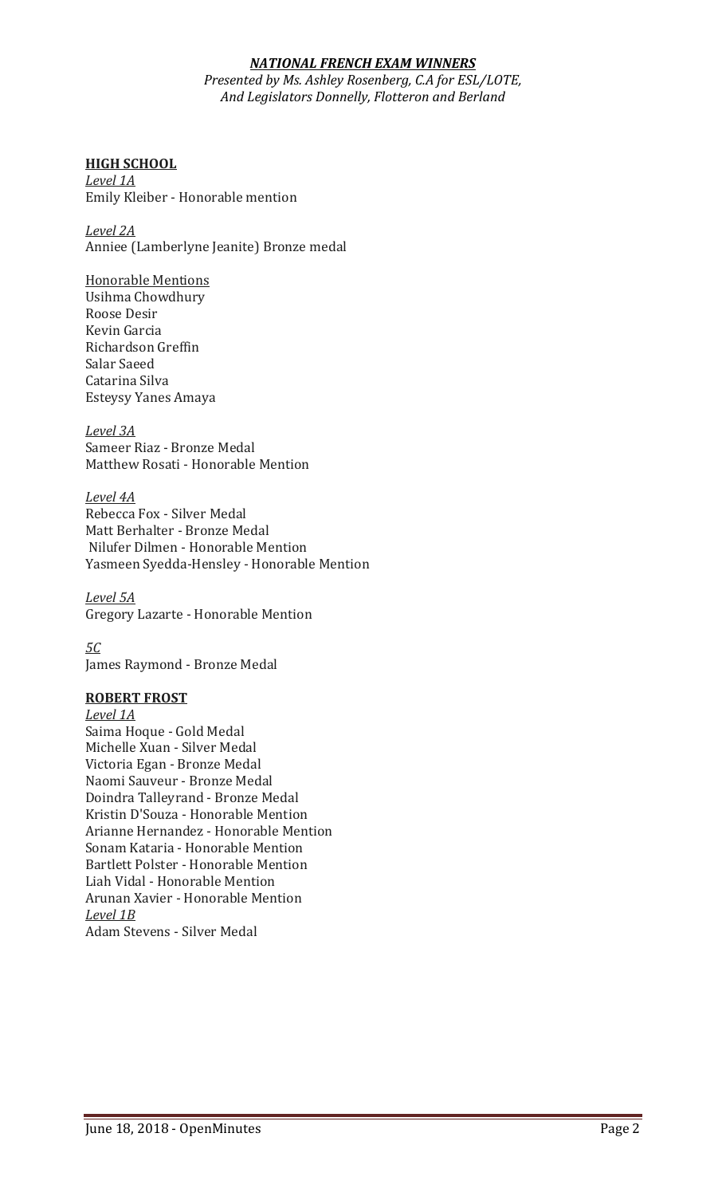***NATIONAL FRENCH EXAM WINNERS***

*Presented by Ms. Ashley Rosenberg, C.A for ESL/LOTE,*
*And Legislators Donnelly, Flotteron and Berland*

**HIGH SCHOOL**

*Level 1A*
Emily Kleiber - Honorable mention

*Level 2A*
Anniee (Lamberlyne Jeanite) Bronze medal

Honorable Mentions
Usihma Chowdhury
Roose Desir
Kevin Garcia
Richardson Greffin
Salar Saeed
Catarina Silva
Esteysy Yanes Amaya

*Level 3A*
Sameer Riaz - Bronze Medal
Matthew Rosati - Honorable Mention

*Level 4A*
Rebecca Fox - Silver Medal
Matt Berhalter - Bronze Medal
Nilufer Dilmen - Honorable Mention
Yasmeen Syedda-Hensley - Honorable Mention

*Level 5A*
Gregory Lazarte - Honorable Mention

*5C*
James Raymond - Bronze Medal

**ROBERT FROST**

*Level 1A*
Saima Hoque - Gold Medal
Michelle Xuan - Silver Medal
Victoria Egan - Bronze Medal
Naomi Sauveur - Bronze Medal
Doindra Talleyrand - Bronze Medal
Kristin D'Souza - Honorable Mention
Arianne Hernandez - Honorable Mention
Sonam Kataria - Honorable Mention
Bartlett Polster - Honorable Mention
Liah Vidal - Honorable Mention
Arunan Xavier - Honorable Mention

*Level 1B*
Adam Stevens - Silver Medal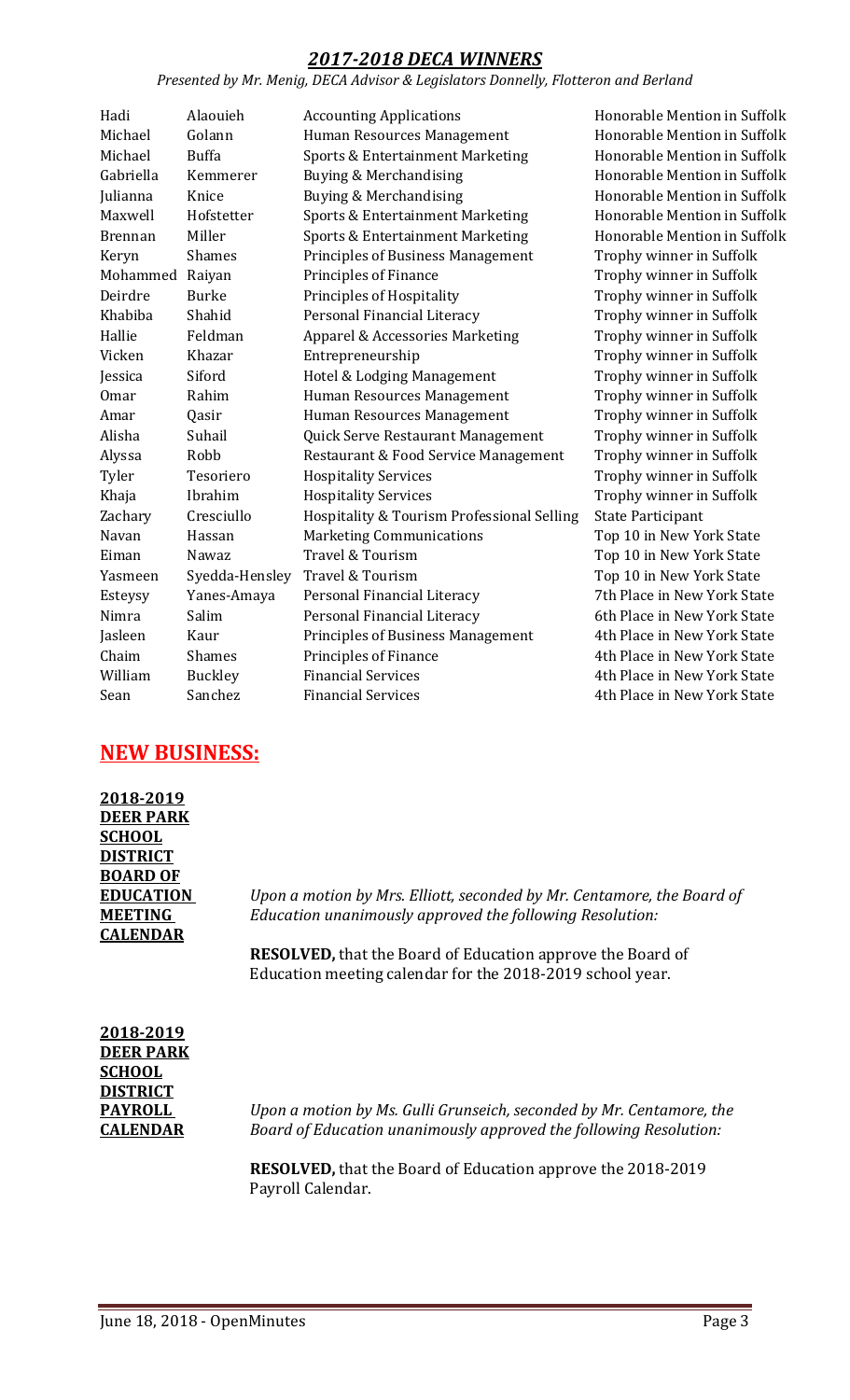## *2017-2018 DECA WINNERS*

*Presented by Mr. Menig, DECA Advisor & Legislators Donnelly, Flotteron and Berland*

| | | | |
|---|---|---|---|
| Hadi | Alaouieh | Accounting Applications | Honorable Mention in Suffolk |
| Michael | Golann | Human Resources Management | Honorable Mention in Suffolk |
| Michael | Buffa | Sports & Entertainment Marketing | Honorable Mention in Suffolk |
| Gabriella | Kemmerer | Buying & Merchandising | Honorable Mention in Suffolk |
| Julianna | Knice | Buying & Merchandising | Honorable Mention in Suffolk |
| Maxwell | Hofstetter | Sports & Entertainment Marketing | Honorable Mention in Suffolk |
| Brennan | Miller | Sports & Entertainment Marketing | Honorable Mention in Suffolk |
| Keryn | Shames | Principles of Business Management | Trophy winner in Suffolk |
| Mohammed | Raiyan | Principles of Finance | Trophy winner in Suffolk |
| Deirdre | Burke | Principles of Hospitality | Trophy winner in Suffolk |
| Khabiba | Shahid | Personal Financial Literacy | Trophy winner in Suffolk |
| Hallie | Feldman | Apparel & Accessories Marketing | Trophy winner in Suffolk |
| Vicken | Khazar | Entrepreneurship | Trophy winner in Suffolk |
| Jessica | Siford | Hotel & Lodging Management | Trophy winner in Suffolk |
| Omar | Rahim | Human Resources Management | Trophy winner in Suffolk |
| Amar | Qasir | Human Resources Management | Trophy winner in Suffolk |
| Alisha | Suhail | Quick Serve Restaurant Management | Trophy winner in Suffolk |
| Alyssa | Robb | Restaurant & Food Service Management | Trophy winner in Suffolk |
| Tyler | Tesoriero | Hospitality Services | Trophy winner in Suffolk |
| Khaja | Ibrahim | Hospitality Services | Trophy winner in Suffolk |
| Zachary | Cresciullo | Hospitality & Tourism Professional Selling | State Participant |
| Navan | Hassan | Marketing Communications | Top 10 in New York State |
| Eiman | Nawaz | Travel & Tourism | Top 10 in New York State |
| Yasmeen | Syedda-Hensley | Travel & Tourism | Top 10 in New York State |
| Esteysy | Yanes-Amaya | Personal Financial Literacy | 7th Place in New York State |
| Nimra | Salim | Personal Financial Literacy | 6th Place in New York State |
| Jasleen | Kaur | Principles of Business Management | 4th Place in New York State |
| Chaim | Shames | Principles of Finance | 4th Place in New York State |
| William | Buckley | Financial Services | 4th Place in New York State |
| Sean | Sanchez | Financial Services | 4th Place in New York State |

## NEW BUSINESS:

**2018-2019 DEER PARK SCHOOL DISTRICT BOARD OF EDUCATION MEETING CALENDAR**

*Upon a motion by Mrs. Elliott, seconded by Mr. Centamore, the Board of Education unanimously approved the following Resolution:*

**RESOLVED,** that the Board of Education approve the Board of Education meeting calendar for the 2018-2019 school year.

**2018-2019 DEER PARK SCHOOL DISTRICT PAYROLL CALENDAR**

*Upon a motion by Ms. Gulli Grunseich, seconded by Mr. Centamore, the Board of Education unanimously approved the following Resolution:*

**RESOLVED,** that the Board of Education approve the 2018-2019 Payroll Calendar.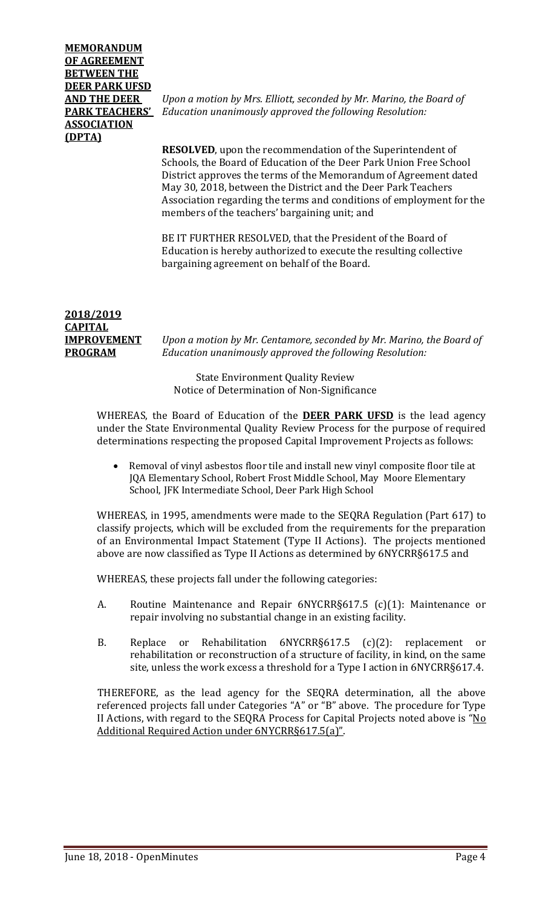**MEMORANDUM OF AGREEMENT BETWEEN THE DEER PARK UFSD AND THE DEER PARK TEACHERS' ASSOCIATION (DPTA)**

*Upon a motion by Mrs. Elliott, seconded by Mr. Marino, the Board of Education unanimously approved the following Resolution:*

**RESOLVED**, upon the recommendation of the Superintendent of Schools, the Board of Education of the Deer Park Union Free School District approves the terms of the Memorandum of Agreement dated May 30, 2018, between the District and the Deer Park Teachers Association regarding the terms and conditions of employment for the members of the teachers' bargaining unit; and

BE IT FURTHER RESOLVED, that the President of the Board of Education is hereby authorized to execute the resulting collective bargaining agreement on behalf of the Board.

**2018/2019 CAPITAL IMPROVEMENT PROGRAM**

*Upon a motion by Mr. Centamore, seconded by Mr. Marino, the Board of Education unanimously approved the following Resolution:*

State Environment Quality Review
Notice of Determination of Non-Significance

WHEREAS, the Board of Education of the **DEER PARK UFSD** is the lead agency under the State Environmental Quality Review Process for the purpose of required determinations respecting the proposed Capital Improvement Projects as follows:

- Removal of vinyl asbestos floor tile and install new vinyl composite floor tile at JQA Elementary School, Robert Frost Middle School, May Moore Elementary School, JFK Intermediate School, Deer Park High School

WHEREAS, in 1995, amendments were made to the SEQRA Regulation (Part 617) to classify projects, which will be excluded from the requirements for the preparation of an Environmental Impact Statement (Type II Actions). The projects mentioned above are now classified as Type II Actions as determined by 6NYCRR§617.5 and

WHEREAS, these projects fall under the following categories:

A. Routine Maintenance and Repair 6NYCRR§617.5 (c)(1): Maintenance or repair involving no substantial change in an existing facility.

B. Replace or Rehabilitation 6NYCRR§617.5 (c)(2): replacement or rehabilitation or reconstruction of a structure of facility, in kind, on the same site, unless the work excess a threshold for a Type I action in 6NYCRR§617.4.

THEREFORE, as the lead agency for the SEQRA determination, all the above referenced projects fall under Categories "A" or "B" above. The procedure for Type II Actions, with regard to the SEQRA Process for Capital Projects noted above is "No Additional Required Action under 6NYCRR§617.5(a)".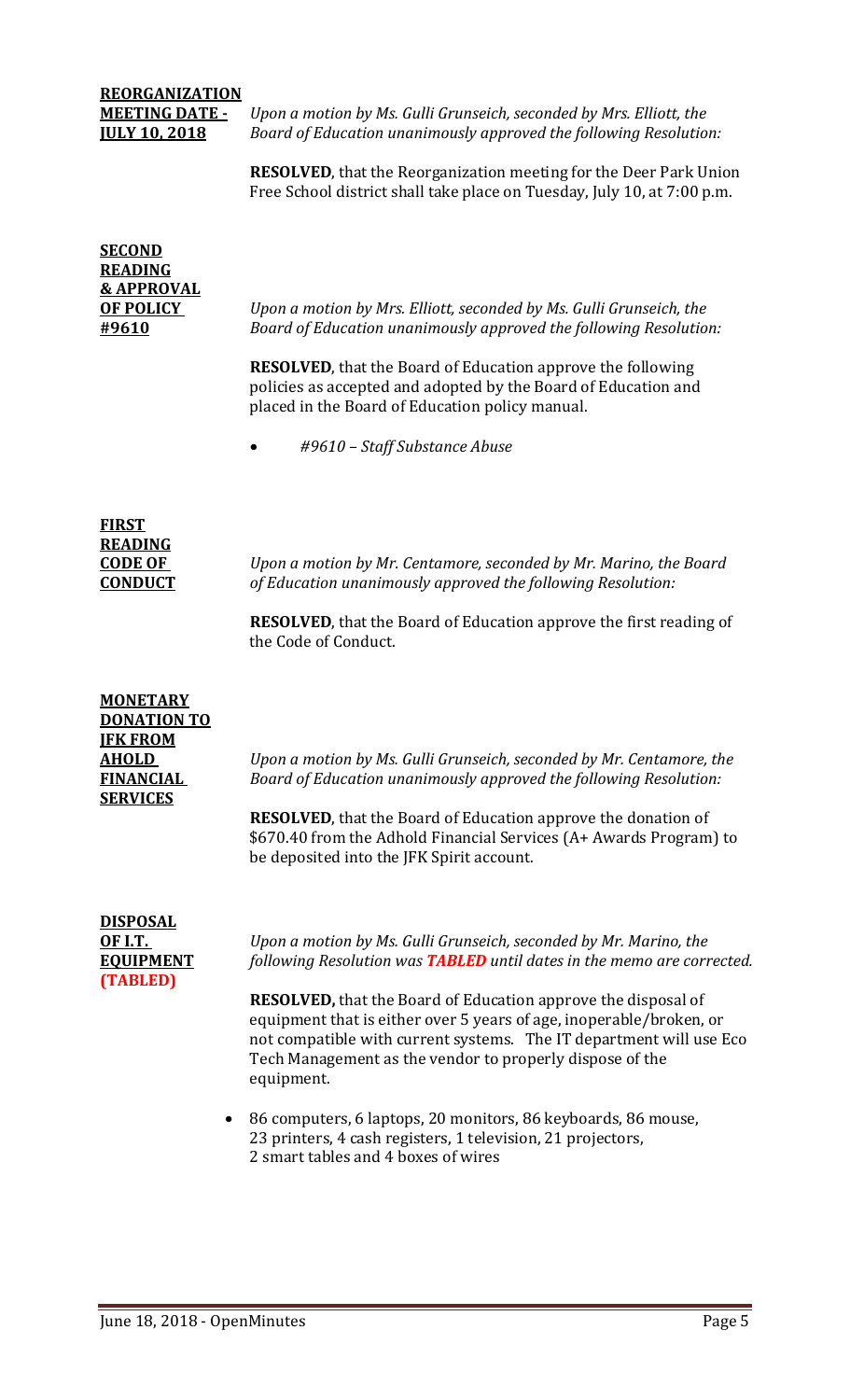**REORGANIZATION MEETING DATE - JULY 10, 2018**

*Upon a motion by Ms. Gulli Grunseich, seconded by Mrs. Elliott, the Board of Education unanimously approved the following Resolution:*

**RESOLVED**, that the Reorganization meeting for the Deer Park Union Free School district shall take place on Tuesday, July 10, at 7:00 p.m.

**SECOND READING & APPROVAL OF POLICY #9610**

*Upon a motion by Mrs. Elliott, seconded by Ms. Gulli Grunseich, the Board of Education unanimously approved the following Resolution:*

**RESOLVED**, that the Board of Education approve the following policies as accepted and adopted by the Board of Education and placed in the Board of Education policy manual.

- *#9610 – Staff Substance Abuse*

**FIRST READING CODE OF CONDUCT**

*Upon a motion by Mr. Centamore, seconded by Mr. Marino, the Board of Education unanimously approved the following Resolution:*

**RESOLVED**, that the Board of Education approve the first reading of the Code of Conduct.

**MONETARY DONATION TO JFK FROM AHOLD FINANCIAL SERVICES**

*Upon a motion by Ms. Gulli Grunseich, seconded by Mr. Centamore, the Board of Education unanimously approved the following Resolution:*

**RESOLVED**, that the Board of Education approve the donation of $670.40 from the Adhold Financial Services (A+ Awards Program) to be deposited into the JFK Spirit account.

**DISPOSAL OF I.T. EQUIPMENT (TABLED)**

*Upon a motion by Ms. Gulli Grunseich, seconded by Mr. Marino, the following Resolution was* ***TABLED*** *until dates in the memo are corrected.*

**RESOLVED,** that the Board of Education approve the disposal of equipment that is either over 5 years of age, inoperable/broken, or not compatible with current systems. The IT department will use Eco Tech Management as the vendor to properly dispose of the equipment.

- 86 computers, 6 laptops, 20 monitors, 86 keyboards, 86 mouse, 23 printers, 4 cash registers, 1 television, 21 projectors, 2 smart tables and 4 boxes of wires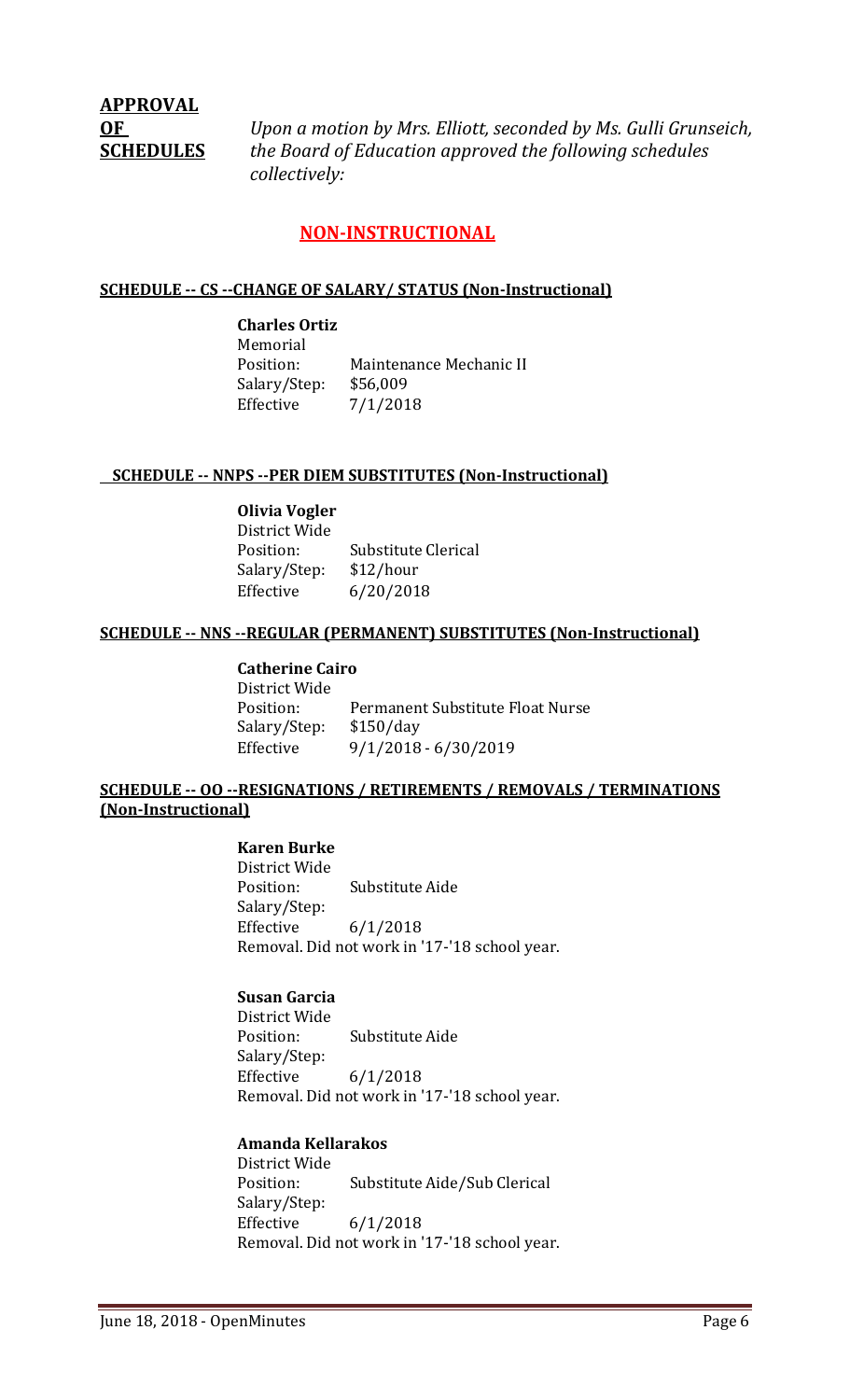**APPROVAL OF SCHEDULES**

*Upon a motion by Mrs. Elliott, seconded by Ms. Gulli Grunseich, the Board of Education approved the following schedules collectively:*

## NON-INSTRUCTIONAL

### SCHEDULE -- CS --CHANGE OF SALARY/ STATUS (Non-Instructional)

**Charles Ortiz**
Memorial
Position: Maintenance Mechanic II
Salary/Step: $56,009
Effective 7/1/2018

### SCHEDULE -- NNPS --PER DIEM SUBSTITUTES (Non-Instructional)

**Olivia Vogler**
District Wide
Position: Substitute Clerical
Salary/Step: $12/hour
Effective 6/20/2018

### SCHEDULE -- NNS --REGULAR (PERMANENT) SUBSTITUTES (Non-Instructional)

**Catherine Cairo**
District Wide
Position: Permanent Substitute Float Nurse
Salary/Step: $150/day
Effective 9/1/2018 - 6/30/2019

### SCHEDULE -- OO --RESIGNATIONS / RETIREMENTS / REMOVALS / TERMINATIONS (Non-Instructional)

**Karen Burke**
District Wide
Position: Substitute Aide
Salary/Step:
Effective 6/1/2018
Removal. Did not work in '17-'18 school year.

**Susan Garcia**
District Wide
Position: Substitute Aide
Salary/Step:
Effective 6/1/2018
Removal. Did not work in '17-'18 school year.

**Amanda Kellarakos**
District Wide
Position: Substitute Aide/Sub Clerical
Salary/Step:
Effective 6/1/2018
Removal. Did not work in '17-'18 school year.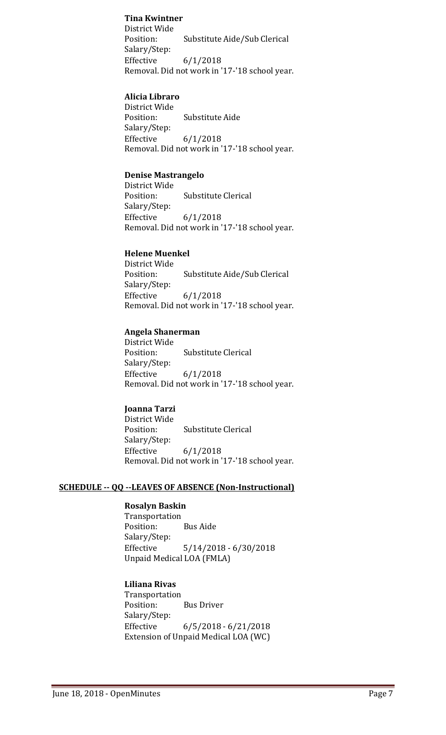**Tina Kwintner**
District Wide
Position: Substitute Aide/Sub Clerical
Salary/Step:
Effective 6/1/2018
Removal. Did not work in '17-'18 school year.

**Alicia Libraro**
District Wide
Position: Substitute Aide
Salary/Step:
Effective 6/1/2018
Removal. Did not work in '17-'18 school year.

**Denise Mastrangelo**
District Wide
Position: Substitute Clerical
Salary/Step:
Effective 6/1/2018
Removal. Did not work in '17-'18 school year.

**Helene Muenkel**
District Wide
Position: Substitute Aide/Sub Clerical
Salary/Step:
Effective 6/1/2018
Removal. Did not work in '17-'18 school year.

**Angela Shanerman**
District Wide
Position: Substitute Clerical
Salary/Step:
Effective 6/1/2018
Removal. Did not work in '17-'18 school year.

**Joanna Tarzi**
District Wide
Position: Substitute Clerical
Salary/Step:
Effective 6/1/2018
Removal. Did not work in '17-'18 school year.

**SCHEDULE -- QQ --LEAVES OF ABSENCE (Non-Instructional)**

**Rosalyn Baskin**
Transportation
Position: Bus Aide
Salary/Step:
Effective 5/14/2018 - 6/30/2018
Unpaid Medical LOA (FMLA)

**Liliana Rivas**
Transportation
Position: Bus Driver
Salary/Step:
Effective 6/5/2018 - 6/21/2018
Extension of Unpaid Medical LOA (WC)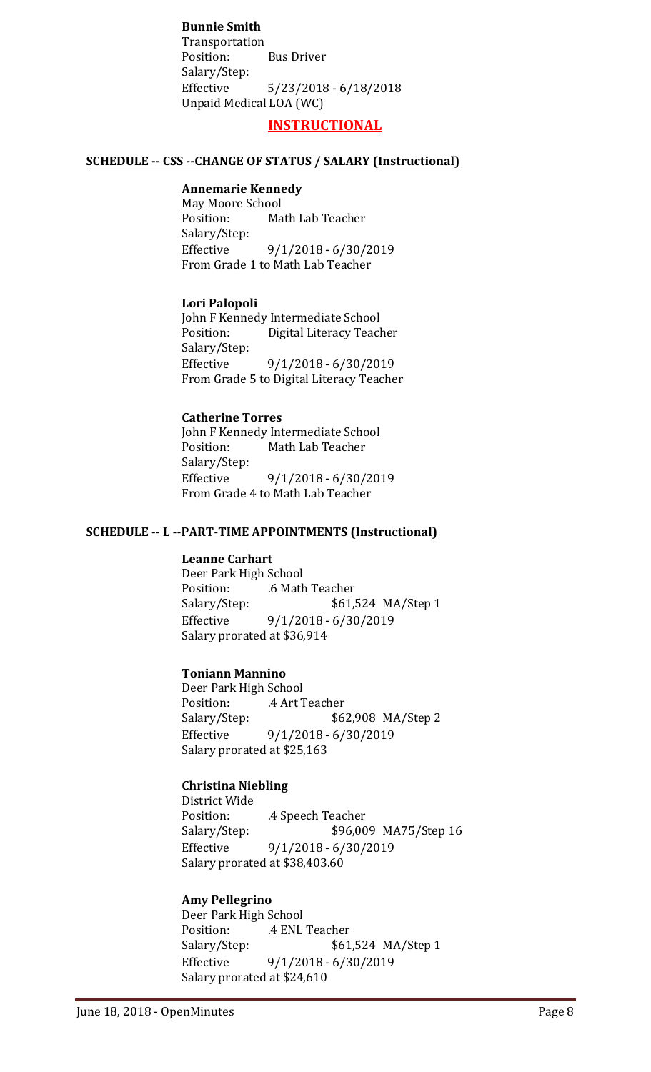**Bunnie Smith**
Transportation
Position: Bus Driver
Salary/Step:
Effective 5/23/2018 - 6/18/2018
Unpaid Medical LOA (WC)

## INSTRUCTIONAL

### SCHEDULE -- CSS --CHANGE OF STATUS / SALARY (Instructional)

**Annemarie Kennedy**
May Moore School
Position: Math Lab Teacher
Salary/Step:
Effective 9/1/2018 - 6/30/2019
From Grade 1 to Math Lab Teacher

**Lori Palopoli**
John F Kennedy Intermediate School
Position: Digital Literacy Teacher
Salary/Step:
Effective 9/1/2018 - 6/30/2019
From Grade 5 to Digital Literacy Teacher

**Catherine Torres**
John F Kennedy Intermediate School
Position: Math Lab Teacher
Salary/Step:
Effective 9/1/2018 - 6/30/2019
From Grade 4 to Math Lab Teacher

### SCHEDULE -- L --PART-TIME APPOINTMENTS (Instructional)

**Leanne Carhart**
Deer Park High School
Position: .6 Math Teacher
Salary/Step: $61,524 MA/Step 1
Effective 9/1/2018 - 6/30/2019
Salary prorated at $36,914

**Toniann Mannino**
Deer Park High School
Position: .4 Art Teacher
Salary/Step: $62,908 MA/Step 2
Effective 9/1/2018 - 6/30/2019
Salary prorated at $25,163

**Christina Niebling**
District Wide
Position: .4 Speech Teacher
Salary/Step: $96,009 MA75/Step 16
Effective 9/1/2018 - 6/30/2019
Salary prorated at $38,403.60

**Amy Pellegrino**
Deer Park High School
Position: .4 ENL Teacher
Salary/Step: $61,524 MA/Step 1
Effective 9/1/2018 - 6/30/2019
Salary prorated at $24,610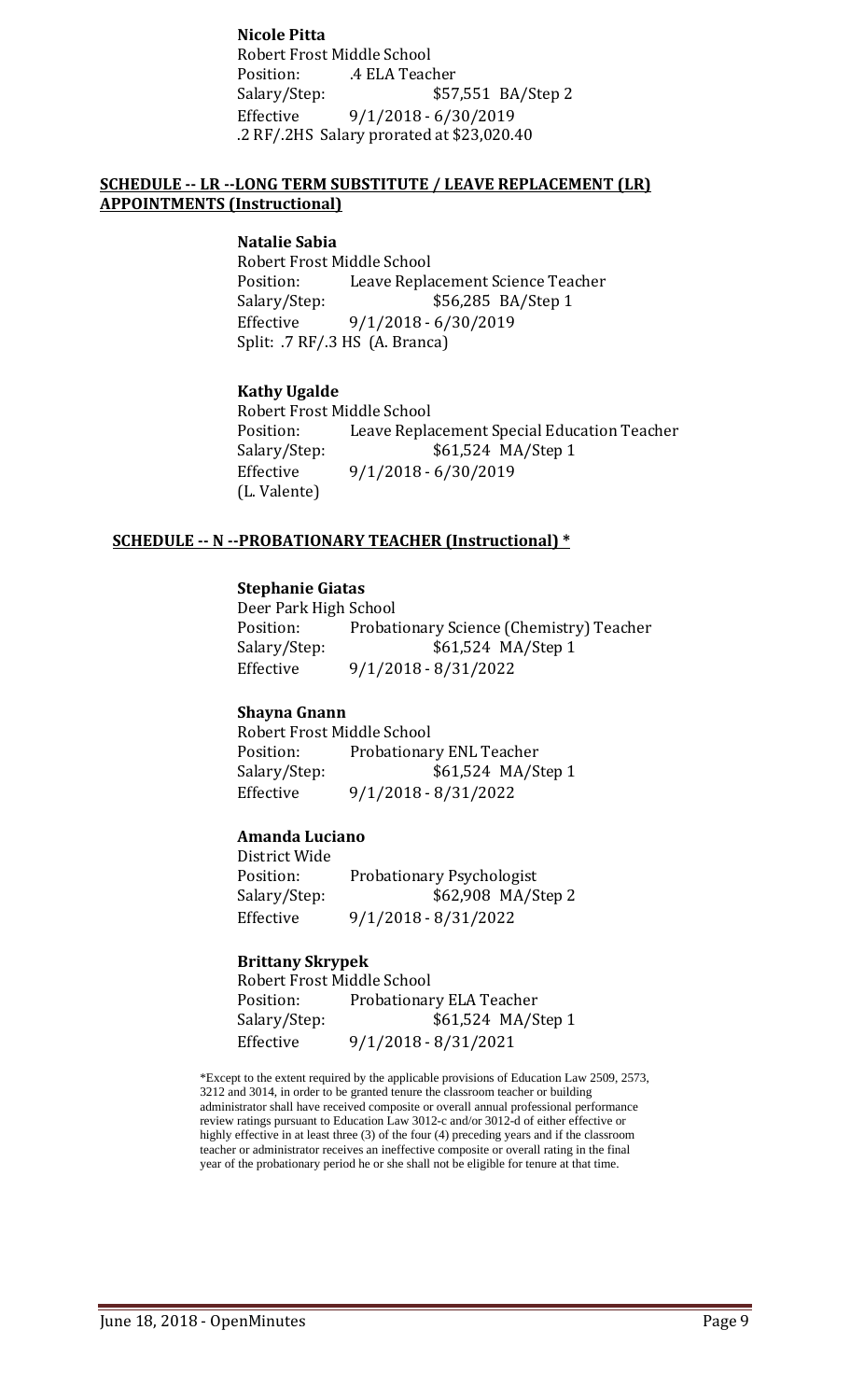**Nicole Pitta**
Robert Frost Middle School
Position: .4 ELA Teacher
Salary/Step: $57,551 BA/Step 2
Effective 9/1/2018 - 6/30/2019
.2 RF/.2HS Salary prorated at $23,020.40

## SCHEDULE -- LR --LONG TERM SUBSTITUTE / LEAVE REPLACEMENT (LR) APPOINTMENTS (Instructional)

**Natalie Sabia**
Robert Frost Middle School
Position: Leave Replacement Science Teacher
Salary/Step: $56,285 BA/Step 1
Effective 9/1/2018 - 6/30/2019
Split: .7 RF/.3 HS (A. Branca)

**Kathy Ugalde**
Robert Frost Middle School
Position: Leave Replacement Special Education Teacher
Salary/Step: $61,524 MA/Step 1
Effective 9/1/2018 - 6/30/2019
(L. Valente)

## SCHEDULE -- N --PROBATIONARY TEACHER (Instructional) *

**Stephanie Giatas**
Deer Park High School
Position: Probationary Science (Chemistry) Teacher
Salary/Step: $61,524 MA/Step 1
Effective 9/1/2018 - 8/31/2022

**Shayna Gnann**
Robert Frost Middle School
Position: Probationary ENL Teacher
Salary/Step: $61,524 MA/Step 1
Effective 9/1/2018 - 8/31/2022

**Amanda Luciano**
District Wide
Position: Probationary Psychologist
Salary/Step: $62,908 MA/Step 2
Effective 9/1/2018 - 8/31/2022

**Brittany Skrypek**
Robert Frost Middle School
Position: Probationary ELA Teacher
Salary/Step: $61,524 MA/Step 1
Effective 9/1/2018 - 8/31/2021

*Except to the extent required by the applicable provisions of Education Law 2509, 2573, 3212 and 3014, in order to be granted tenure the classroom teacher or building administrator shall have received composite or overall annual professional performance review ratings pursuant to Education Law 3012-c and/or 3012-d of either effective or highly effective in at least three (3) of the four (4) preceding years and if the classroom teacher or administrator receives an ineffective composite or overall rating in the final year of the probationary period he or she shall not be eligible for tenure at that time.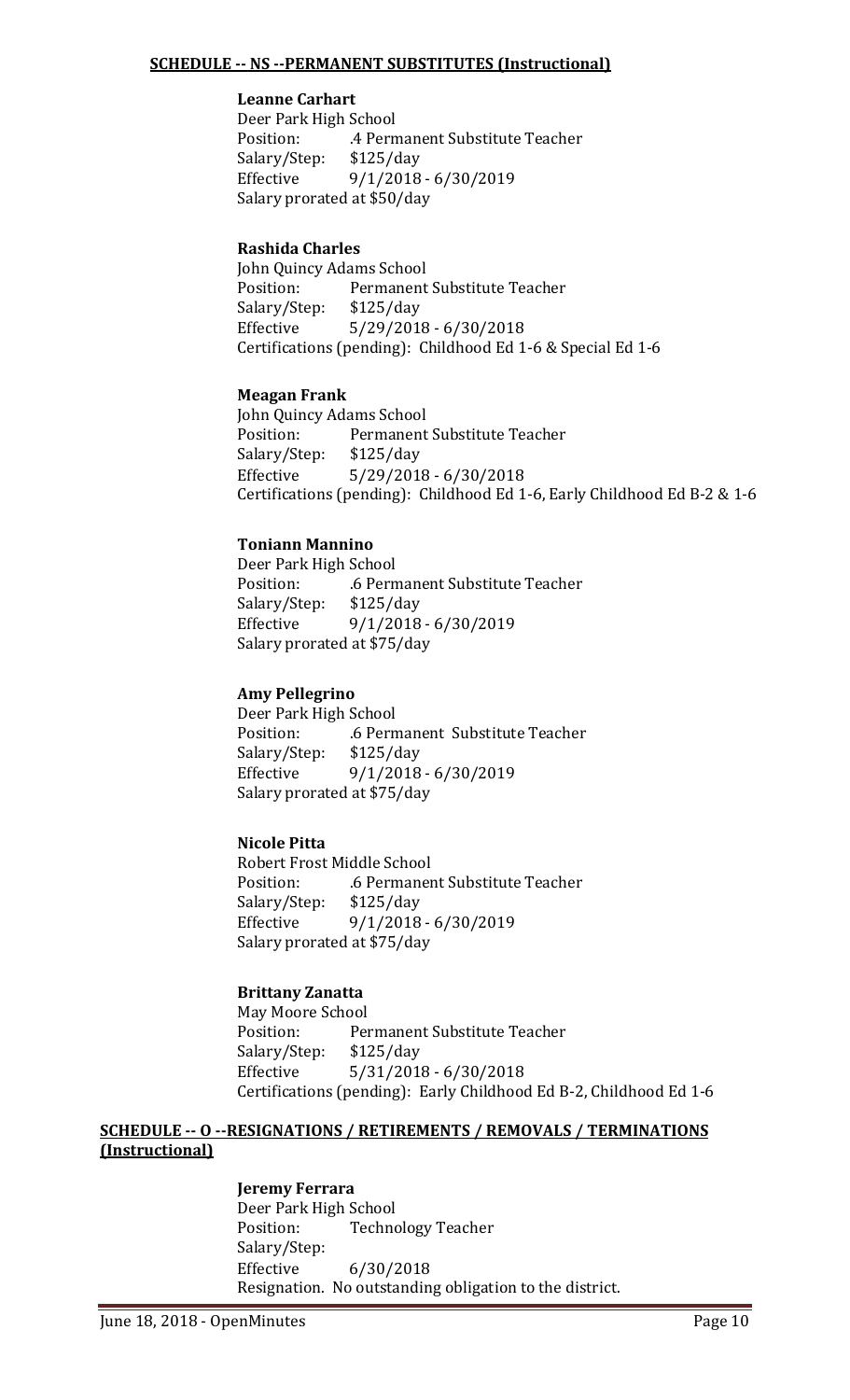**SCHEDULE -- NS --PERMANENT SUBSTITUTES (Instructional)**

**Leanne Carhart**
Deer Park High School
Position: .4 Permanent Substitute Teacher
Salary/Step: $125/day
Effective 9/1/2018 - 6/30/2019
Salary prorated at $50/day

**Rashida Charles**
John Quincy Adams School
Position: Permanent Substitute Teacher
Salary/Step: $125/day
Effective 5/29/2018 - 6/30/2018
Certifications (pending): Childhood Ed 1-6 & Special Ed 1-6

**Meagan Frank**
John Quincy Adams School
Position: Permanent Substitute Teacher
Salary/Step: $125/day
Effective 5/29/2018 - 6/30/2018
Certifications (pending): Childhood Ed 1-6, Early Childhood Ed B-2 & 1-6

**Toniann Mannino**
Deer Park High School
Position: .6 Permanent Substitute Teacher
Salary/Step: $125/day
Effective 9/1/2018 - 6/30/2019
Salary prorated at $75/day

**Amy Pellegrino**
Deer Park High School
Position: .6 Permanent Substitute Teacher
Salary/Step: $125/day
Effective 9/1/2018 - 6/30/2019
Salary prorated at $75/day

**Nicole Pitta**
Robert Frost Middle School
Position: .6 Permanent Substitute Teacher
Salary/Step: $125/day
Effective 9/1/2018 - 6/30/2019
Salary prorated at $75/day

**Brittany Zanatta**
May Moore School
Position: Permanent Substitute Teacher
Salary/Step: $125/day
Effective 5/31/2018 - 6/30/2018
Certifications (pending): Early Childhood Ed B-2, Childhood Ed 1-6

**SCHEDULE -- O --RESIGNATIONS / RETIREMENTS / REMOVALS / TERMINATIONS (Instructional)**

**Jeremy Ferrara**
Deer Park High School
Position: Technology Teacher
Salary/Step:
Effective 6/30/2018
Resignation. No outstanding obligation to the district.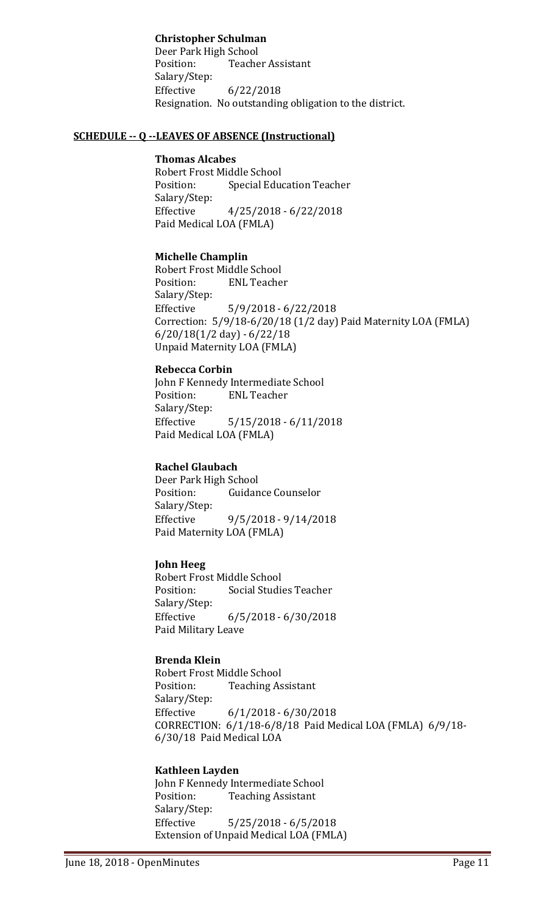**Christopher Schulman**
Deer Park High School
Position: Teacher Assistant
Salary/Step:
Effective 6/22/2018
Resignation. No outstanding obligation to the district.

**SCHEDULE -- Q --LEAVES OF ABSENCE (Instructional)**

**Thomas Alcabes**
Robert Frost Middle School
Position: Special Education Teacher
Salary/Step:
Effective 4/25/2018 - 6/22/2018
Paid Medical LOA (FMLA)

**Michelle Champlin**
Robert Frost Middle School
Position: ENL Teacher
Salary/Step:
Effective 5/9/2018 - 6/22/2018
Correction: 5/9/18-6/20/18 (1/2 day) Paid Maternity LOA (FMLA) 6/20/18(1/2 day) - 6/22/18
Unpaid Maternity LOA (FMLA)

**Rebecca Corbin**
John F Kennedy Intermediate School
Position: ENL Teacher
Salary/Step:
Effective 5/15/2018 - 6/11/2018
Paid Medical LOA (FMLA)

**Rachel Glaubach**
Deer Park High School
Position: Guidance Counselor
Salary/Step:
Effective 9/5/2018 - 9/14/2018
Paid Maternity LOA (FMLA)

**John Heeg**
Robert Frost Middle School
Position: Social Studies Teacher
Salary/Step:
Effective 6/5/2018 - 6/30/2018
Paid Military Leave

**Brenda Klein**
Robert Frost Middle School
Position: Teaching Assistant
Salary/Step:
Effective 6/1/2018 - 6/30/2018
CORRECTION: 6/1/18-6/8/18 Paid Medical LOA (FMLA) 6/9/18-6/30/18 Paid Medical LOA

**Kathleen Layden**
John F Kennedy Intermediate School
Position: Teaching Assistant
Salary/Step:
Effective 5/25/2018 - 6/5/2018
Extension of Unpaid Medical LOA (FMLA)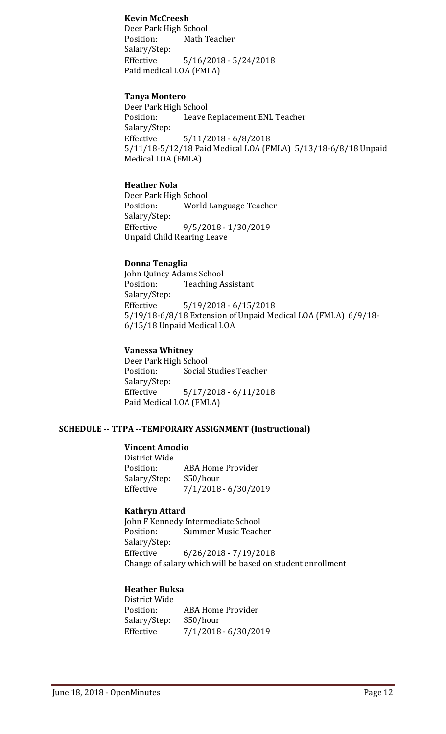**Kevin McCreesh**
Deer Park High School
Position: Math Teacher
Salary/Step:
Effective 5/16/2018 - 5/24/2018
Paid medical LOA (FMLA)

**Tanya Montero**
Deer Park High School
Position: Leave Replacement ENL Teacher
Salary/Step:
Effective 5/11/2018 - 6/8/2018
5/11/18-5/12/18 Paid Medical LOA (FMLA) 5/13/18-6/8/18 Unpaid Medical LOA (FMLA)

**Heather Nola**
Deer Park High School
Position: World Language Teacher
Salary/Step:
Effective 9/5/2018 - 1/30/2019
Unpaid Child Rearing Leave

**Donna Tenaglia**
John Quincy Adams School
Position: Teaching Assistant
Salary/Step:
Effective 5/19/2018 - 6/15/2018
5/19/18-6/8/18 Extension of Unpaid Medical LOA (FMLA) 6/9/18-6/15/18 Unpaid Medical LOA

**Vanessa Whitney**
Deer Park High School
Position: Social Studies Teacher
Salary/Step:
Effective 5/17/2018 - 6/11/2018
Paid Medical LOA (FMLA)

**SCHEDULE -- TTPA --TEMPORARY ASSIGNMENT (Instructional)**

**Vincent Amodio**
District Wide
Position: ABA Home Provider
Salary/Step: $50/hour
Effective 7/1/2018 - 6/30/2019

**Kathryn Attard**
John F Kennedy Intermediate School
Position: Summer Music Teacher
Salary/Step:
Effective 6/26/2018 - 7/19/2018
Change of salary which will be based on student enrollment

**Heather Buksa**
District Wide
Position: ABA Home Provider
Salary/Step: $50/hour
Effective 7/1/2018 - 6/30/2019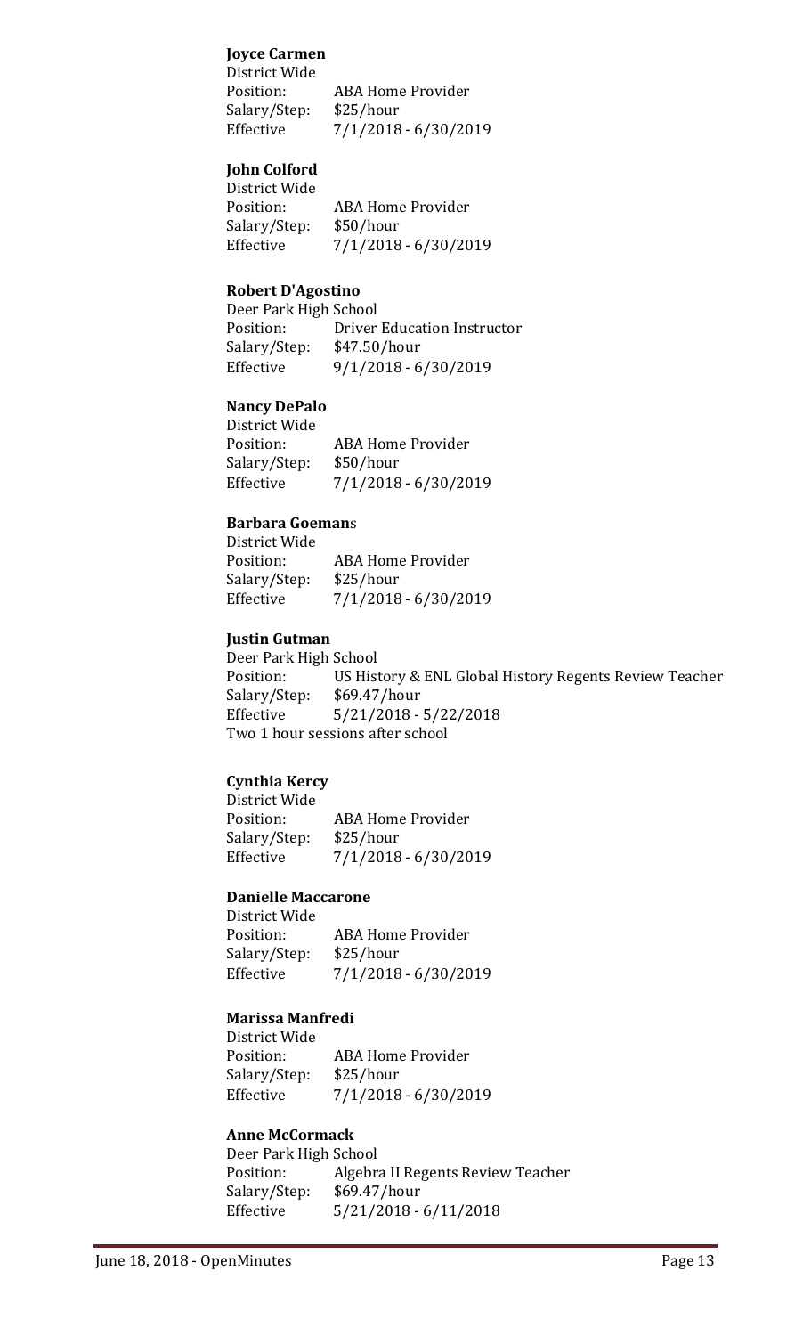**Joyce Carmen**
District Wide
Position: ABA Home Provider
Salary/Step: $25/hour
Effective 7/1/2018 - 6/30/2019

**John Colford**
District Wide
Position: ABA Home Provider
Salary/Step: $50/hour
Effective 7/1/2018 - 6/30/2019

**Robert D'Agostino**
Deer Park High School
Position: Driver Education Instructor
Salary/Step: $47.50/hour
Effective 9/1/2018 - 6/30/2019

**Nancy DePalo**
District Wide
Position: ABA Home Provider
Salary/Step: $50/hour
Effective 7/1/2018 - 6/30/2019

**Barbara Goemans**
District Wide
Position: ABA Home Provider
Salary/Step: $25/hour
Effective 7/1/2018 - 6/30/2019

**Justin Gutman**
Deer Park High School
Position: US History & ENL Global History Regents Review Teacher
Salary/Step: $69.47/hour
Effective 5/21/2018 - 5/22/2018
Two 1 hour sessions after school

**Cynthia Kercy**
District Wide
Position: ABA Home Provider
Salary/Step: $25/hour
Effective 7/1/2018 - 6/30/2019

**Danielle Maccarone**
District Wide
Position: ABA Home Provider
Salary/Step: $25/hour
Effective 7/1/2018 - 6/30/2019

**Marissa Manfredi**
District Wide
Position: ABA Home Provider
Salary/Step: $25/hour
Effective 7/1/2018 - 6/30/2019

**Anne McCormack**
Deer Park High School
Position: Algebra II Regents Review Teacher
Salary/Step: $69.47/hour
Effective 5/21/2018 - 6/11/2018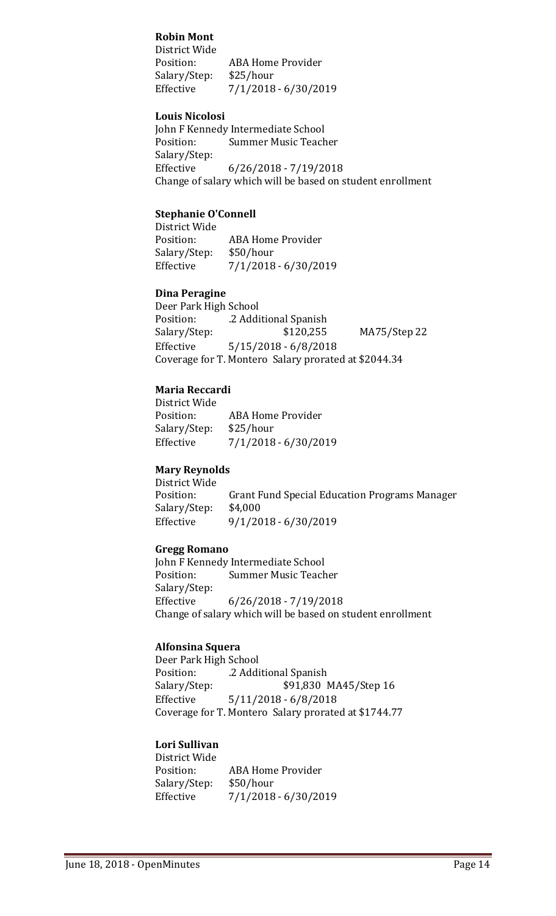**Robin Mont**

District Wide
Position: ABA Home Provider
Salary/Step: $25/hour
Effective 7/1/2018 - 6/30/2019

**Louis Nicolosi**

John F Kennedy Intermediate School
Position: Summer Music Teacher
Salary/Step:
Effective 6/26/2018 - 7/19/2018
Change of salary which will be based on student enrollment

**Stephanie O'Connell**

District Wide
Position: ABA Home Provider
Salary/Step: $50/hour
Effective 7/1/2018 - 6/30/2019

**Dina Peragine**

Deer Park High School
Position: .2 Additional Spanish
Salary/Step: $120,255 MA75/Step 22
Effective 5/15/2018 - 6/8/2018
Coverage for T. Montero Salary prorated at $2044.34

**Maria Reccardi**

District Wide
Position: ABA Home Provider
Salary/Step: $25/hour
Effective 7/1/2018 - 6/30/2019

**Mary Reynolds**

District Wide
Position: Grant Fund Special Education Programs Manager
Salary/Step: $4,000
Effective 9/1/2018 - 6/30/2019

**Gregg Romano**

John F Kennedy Intermediate School
Position: Summer Music Teacher
Salary/Step:
Effective 6/26/2018 - 7/19/2018
Change of salary which will be based on student enrollment

**Alfonsina Squera**

Deer Park High School
Position: .2 Additional Spanish
Salary/Step: $91,830 MA45/Step 16
Effective 5/11/2018 - 6/8/2018
Coverage for T. Montero Salary prorated at $1744.77

**Lori Sullivan**

District Wide
Position: ABA Home Provider
Salary/Step: $50/hour
Effective 7/1/2018 - 6/30/2019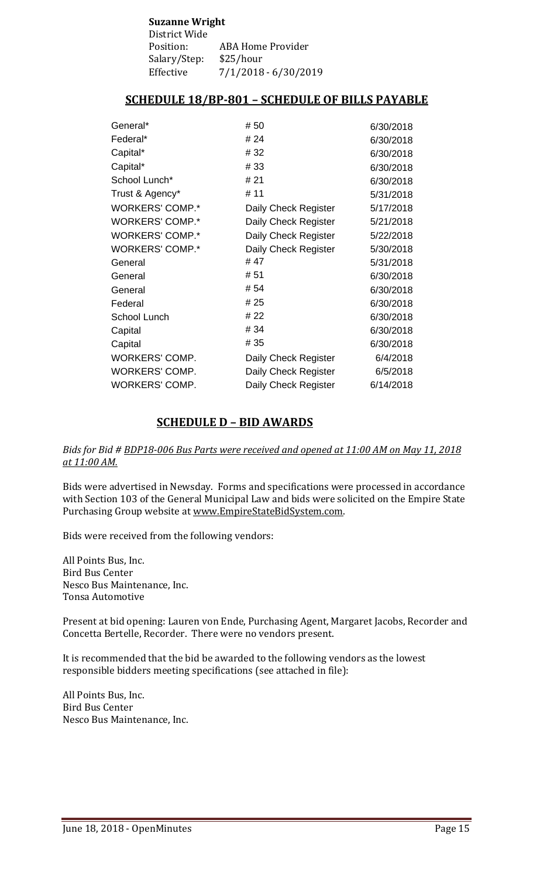**Suzanne Wright**
District Wide
Position: ABA Home Provider
Salary/Step: $25/hour
Effective 7/1/2018 - 6/30/2019

## SCHEDULE 18/BP-801 – SCHEDULE OF BILLS PAYABLE

| | | |
|---|---|---|
| General* | # 50 | 6/30/2018 |
| Federal* | # 24 | 6/30/2018 |
| Capital* | # 32 | 6/30/2018 |
| Capital* | # 33 | 6/30/2018 |
| School Lunch* | # 21 | 6/30/2018 |
| Trust & Agency* | # 11 | 5/31/2018 |
| WORKERS' COMP.* | Daily Check Register | 5/17/2018 |
| WORKERS' COMP.* | Daily Check Register | 5/21/2018 |
| WORKERS' COMP.* | Daily Check Register | 5/22/2018 |
| WORKERS' COMP.* | Daily Check Register | 5/30/2018 |
| General | # 47 | 5/31/2018 |
| General | # 51 | 6/30/2018 |
| General | # 54 | 6/30/2018 |
| Federal | # 25 | 6/30/2018 |
| School Lunch | # 22 | 6/30/2018 |
| Capital | # 34 | 6/30/2018 |
| Capital | # 35 | 6/30/2018 |
| WORKERS' COMP. | Daily Check Register | 6/4/2018 |
| WORKERS' COMP. | Daily Check Register | 6/5/2018 |
| WORKERS' COMP. | Daily Check Register | 6/14/2018 |

## SCHEDULE D – BID AWARDS

*Bids for Bid # BDP18-006 Bus Parts were received and opened at 11:00 AM on May 11, 2018 at 11:00 AM.*

Bids were advertised in Newsday. Forms and specifications were processed in accordance with Section 103 of the General Municipal Law and bids were solicited on the Empire State Purchasing Group website at www.EmpireStateBidSystem.com.

Bids were received from the following vendors:

All Points Bus, Inc.
Bird Bus Center
Nesco Bus Maintenance, Inc.
Tonsa Automotive

Present at bid opening: Lauren von Ende, Purchasing Agent, Margaret Jacobs, Recorder and Concetta Bertelle, Recorder. There were no vendors present.

It is recommended that the bid be awarded to the following vendors as the lowest responsible bidders meeting specifications (see attached in file):

All Points Bus, Inc.
Bird Bus Center
Nesco Bus Maintenance, Inc.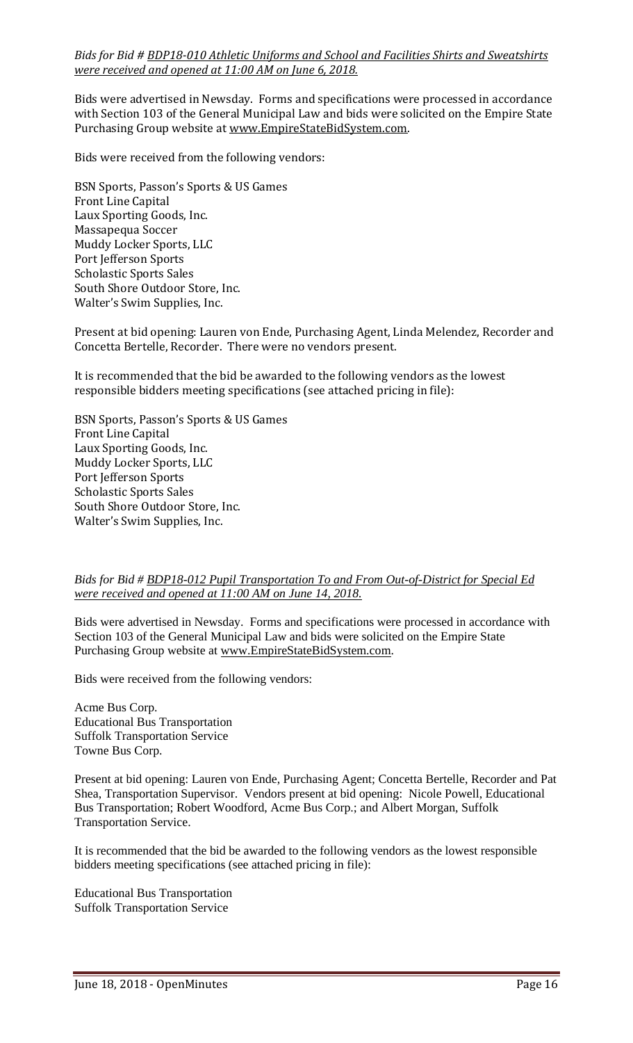*Bids for Bid # BDP18-010 Athletic Uniforms and School and Facilities Shirts and Sweatshirts were received and opened at 11:00 AM on June 6, 2018.*

Bids were advertised in Newsday. Forms and specifications were processed in accordance with Section 103 of the General Municipal Law and bids were solicited on the Empire State Purchasing Group website at www.EmpireStateBidSystem.com.

Bids were received from the following vendors:

BSN Sports, Passon's Sports & US Games
Front Line Capital
Laux Sporting Goods, Inc.
Massapequa Soccer
Muddy Locker Sports, LLC
Port Jefferson Sports
Scholastic Sports Sales
South Shore Outdoor Store, Inc.
Walter's Swim Supplies, Inc.

Present at bid opening: Lauren von Ende, Purchasing Agent, Linda Melendez, Recorder and Concetta Bertelle, Recorder. There were no vendors present.

It is recommended that the bid be awarded to the following vendors as the lowest responsible bidders meeting specifications (see attached pricing in file):

BSN Sports, Passon's Sports & US Games
Front Line Capital
Laux Sporting Goods, Inc.
Muddy Locker Sports, LLC
Port Jefferson Sports
Scholastic Sports Sales
South Shore Outdoor Store, Inc.
Walter's Swim Supplies, Inc.

*Bids for Bid # BDP18-012 Pupil Transportation To and From Out-of-District for Special Ed were received and opened at 11:00 AM on June 14, 2018.*

Bids were advertised in Newsday. Forms and specifications were processed in accordance with Section 103 of the General Municipal Law and bids were solicited on the Empire State Purchasing Group website at www.EmpireStateBidSystem.com.

Bids were received from the following vendors:

Acme Bus Corp.
Educational Bus Transportation
Suffolk Transportation Service
Towne Bus Corp.

Present at bid opening: Lauren von Ende, Purchasing Agent; Concetta Bertelle, Recorder and Pat Shea, Transportation Supervisor. Vendors present at bid opening: Nicole Powell, Educational Bus Transportation; Robert Woodford, Acme Bus Corp.; and Albert Morgan, Suffolk Transportation Service.

It is recommended that the bid be awarded to the following vendors as the lowest responsible bidders meeting specifications (see attached pricing in file):

Educational Bus Transportation
Suffolk Transportation Service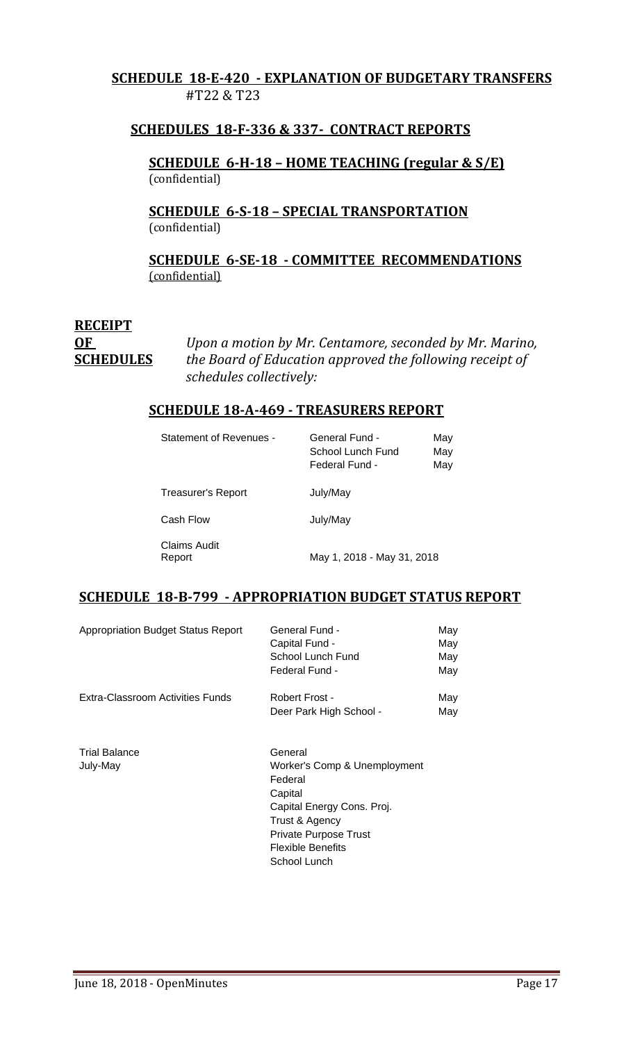**SCHEDULE 18-E-420 - EXPLANATION OF BUDGETARY TRANSFERS**
#T22 & T23

**SCHEDULES 18-F-336 & 337- CONTRACT REPORTS**

**SCHEDULE 6-H-18 – HOME TEACHING (regular & S/E)**
(confidential)

**SCHEDULE 6-S-18 – SPECIAL TRANSPORTATION**
(confidential)

**SCHEDULE 6-SE-18 - COMMITTEE RECOMMENDATIONS**
(confidential)

**RECEIPT OF SCHEDULES**

*Upon a motion by Mr. Centamore, seconded by Mr. Marino, the Board of Education approved the following receipt of schedules collectively:*

**SCHEDULE 18-A-469 - TREASURERS REPORT**

| | | |
|---|---|---|
| Statement of Revenues - | General Fund - | May |
| | School Lunch Fund | May |
| | Federal Fund - | May |
| Treasurer's Report | July/May | |
| Cash Flow | July/May | |
| Claims Audit Report | May 1, 2018 - May 31, 2018 | |

**SCHEDULE 18-B-799 - APPROPRIATION BUDGET STATUS REPORT**

| | | |
|---|---|---|
| Appropriation Budget Status Report | General Fund - | May |
| | Capital Fund - | May |
| | School Lunch Fund | May |
| | Federal Fund - | May |
| Extra-Classroom Activities Funds | Robert Frost - | May |
| | Deer Park High School - | May |
| Trial Balance July-May | General | |
| | Worker's Comp & Unemployment | |
| | Federal | |
| | Capital | |
| | Capital Energy Cons. Proj. | |
| | Trust & Agency | |
| | Private Purpose Trust | |
| | Flexible Benefits | |
| | School Lunch | |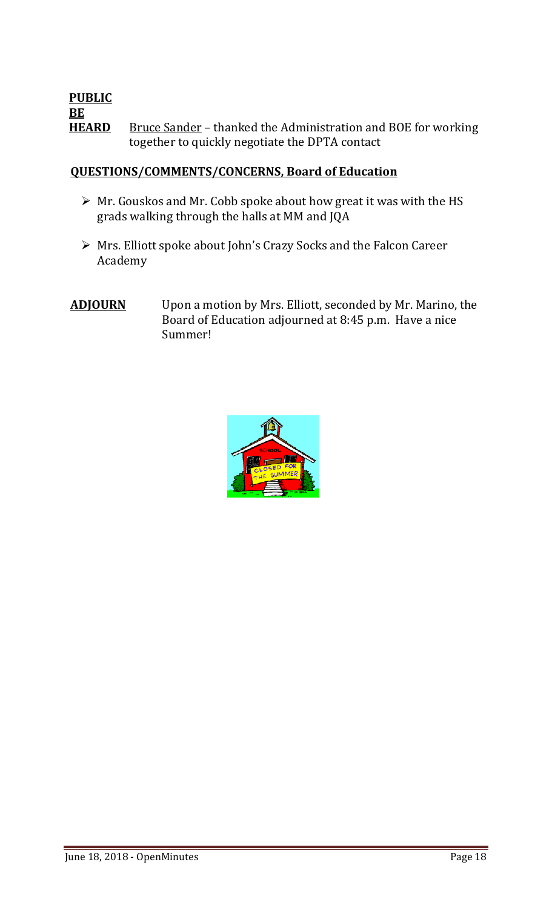**PUBLIC BE HEARD** Bruce Sander – thanked the Administration and BOE for working together to quickly negotiate the DPTA contact

**QUESTIONS/COMMENTS/CONCERNS, Board of Education**

- Mr. Gouskos and Mr. Cobb spoke about how great it was with the HS grads walking through the halls at MM and JQA
- Mrs. Elliott spoke about John's Crazy Socks and the Falcon Career Academy

**ADJOURN** Upon a motion by Mrs. Elliott, seconded by Mr. Marino, the Board of Education adjourned at 8:45 p.m. Have a nice Summer!